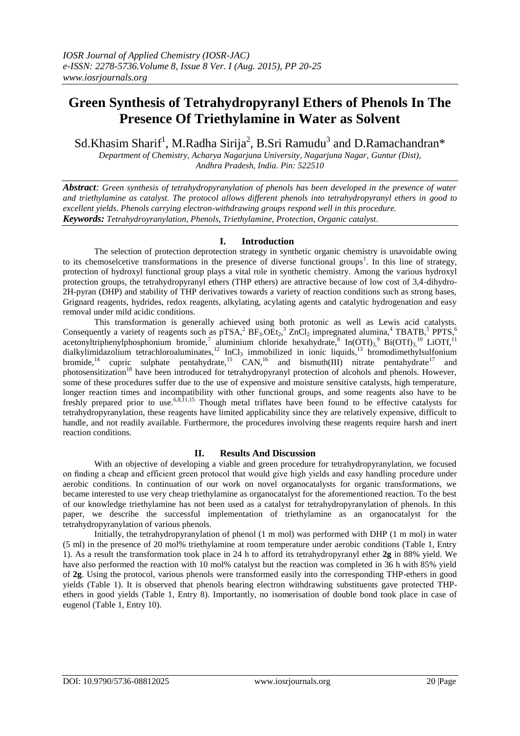# Green Synthesis of Tetrahydropyranyl Ethers of Phenols In The Presence Of Triethylamine in Water as Solvent

Sd.Khasim Sharif[1], M.Radha Sirija[2], B.Sri Ramudu[3] and D.Ramachandran*

*Department of Chemistry, Acharya Nagarjuna University, Nagarjuna Nagar, Guntur (Dist), Andhra Pradesh, India. Pin: 522510*

***Abstract****: Green synthesis of tetrahydropyranylation of phenols has been developed in the presence of water and triethylamine as catalyst. The protocol allows different phenols into tetrahydropyranyl ethers in good to excellent yields. Phenols carrying electron-withdrawing groups respond well in this procedure.*

***Keywords:*** *Tetrahydroyranylation, Phenols, Triethylamine, Protection, Organic catalyst.*

## I. Introduction

The selection of protection deprotection strategy in synthetic organic chemistry is unavoidable owing to its chemoselcetive transformations in the presence of diverse functional groups[1]. In this line of strategy, protection of hydroxyl functional group plays a vital role in synthetic chemistry. Among the various hydroxyl protection groups, the tetrahydropyranyl ethers (THP ethers) are attractive because of low cost of 3,4-dihydro-2H-pyran (DHP) and stability of THP derivatives towards a variety of reaction conditions such as strong bases, Grignard reagents, hydrides, redox reagents, alkylating, acylating agents and catalytic hydrogenation and easy removal under mild acidic conditions.

This transformation is generally achieved using both protonic as well as Lewis acid catalysts. Consequently a variety of reagents such as pTSA,[2] $BF_3.OEt_2$,[3] $ZnCl_2$ impregnated alumina,[4] TBATB,[5] PPTS,[6] acetonyltriphenylphosphonium bromide,[7] aluminium chloride hexahydrate,[8] $In(OTf)_3$,[9] $Bi(OTf)_3$,[10] LiOTf,[11] dialkylimidazolium tetrachloroaluminates,[12] $InCl_3$ immobilized in ionic liquids,[13] bromodimethylsulfonium bromide,[14] cupric sulphate pentahydrate,[15] CAN,[16] and bismuth(III) nitrate pentahydrate[17] and photosensitization[18] have been introduced for tetrahydropyranyl protection of alcohols and phenols. However, some of these procedures suffer due to the use of expensive and moisture sensitive catalysts, high temperature, longer reaction times and incompatibility with other functional groups, and some reagents also have to be freshly prepared prior to use.[6,8,11,15] Though metal triflates have been found to be effective catalysts for tetrahydropyranylation, these reagents have limited applicability since they are relatively expensive, difficult to handle, and not readily available. Furthermore, the procedures involving these reagents require harsh and inert reaction conditions.

## II. Results And Discussion

With an objective of developing a viable and green procedure for tetrahydropyranylation, we focused on finding a cheap and efficient green protocol that would give high yields and easy handling procedure under aerobic conditions. In continuation of our work on novel organocatalysts for organic transformations, we became interested to use very cheap triethylamine as organocatalyst for the aforementioned reaction. To the best of our knowledge triethylamine has not been used as a catalyst for tetrahydropyranylation of phenols. In this paper, we describe the successful implementation of triethylamine as an organocatalyst for the tetrahydropyranylation of various phenols.

Initially, the tetrahydropyranylation of phenol (1 m mol) was performed with DHP (1 m mol) in water (5 ml) in the presence of 20 mol% triethylamine at room temperature under aerobic conditions (Table 1, Entry 1). As a result the transformation took place in 24 h to afford its tetrahydropyranyl ether **2g** in 88% yield. We have also performed the reaction with 10 mol% catalyst but the reaction was completed in 36 h with 85% yield of **2g**. Using the protocol, various phenols were transformed easily into the corresponding THP-ethers in good yields (Table 1). It is observed that phenols bearing electron withdrawing substituents gave protected THP-ethers in good yields (Table 1, Entry 8). Importantly, no isomerisation of double bond took place in case of eugenol (Table 1, Entry 10).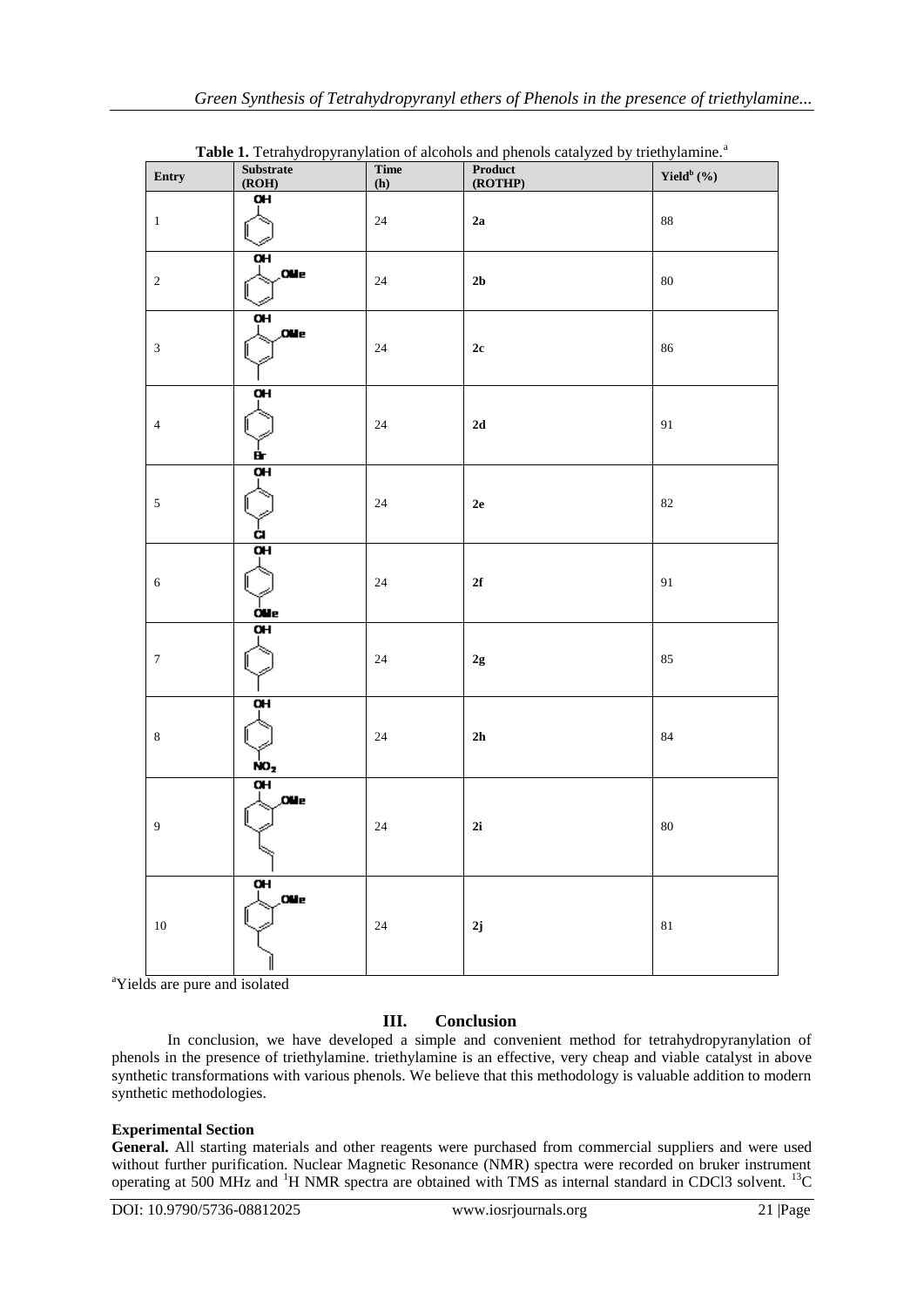**Table 1.** Tetrahydropyranylation of alcohols and phenols catalyzed by triethylamine.[a]

| Entry | Substrate (ROH) | Time (h) | Product (ROTHP) | Yield[b] (%) |
|---|---|---|---|---|
| 1 | OH | 24 | **2a** | 88 |
| 2 | OH, OMe | 24 | **2b** | 80 |
| 3 | OH, OMe | 24 | **2c** | 86 |
| 4 | OH, Br | 24 | **2d** | 91 |
| 5 | OH, Cl | 24 | **2e** | 82 |
| 6 | OH, OMe | 24 | **2f** | 91 |
| 7 | OH | 24 | **2g** | 85 |
| 8 | OH, $NO_2$ | 24 | **2h** | 84 |
| 9 | OH, OMe | 24 | **2i** | 80 |
| 10 | OH, OMe | 24 | **2j** | 81 |

[a]Yields are pure and isolated

## III. Conclusion

In conclusion, we have developed a simple and convenient method for tetrahydropyranylation of phenols in the presence of triethylamine. triethylamine is an effective, very cheap and viable catalyst in above synthetic transformations with various phenols. We believe that this methodology is valuable addition to modern synthetic methodologies.

### Experimental Section

**General.** All starting materials and other reagents were purchased from commercial suppliers and were used without further purification. Nuclear Magnetic Resonance (NMR) spectra were recorded on bruker instrument operating at 500 MHz and $^{1}$H NMR spectra are obtained with TMS as internal standard in CDCl3 solvent. $^{13}$C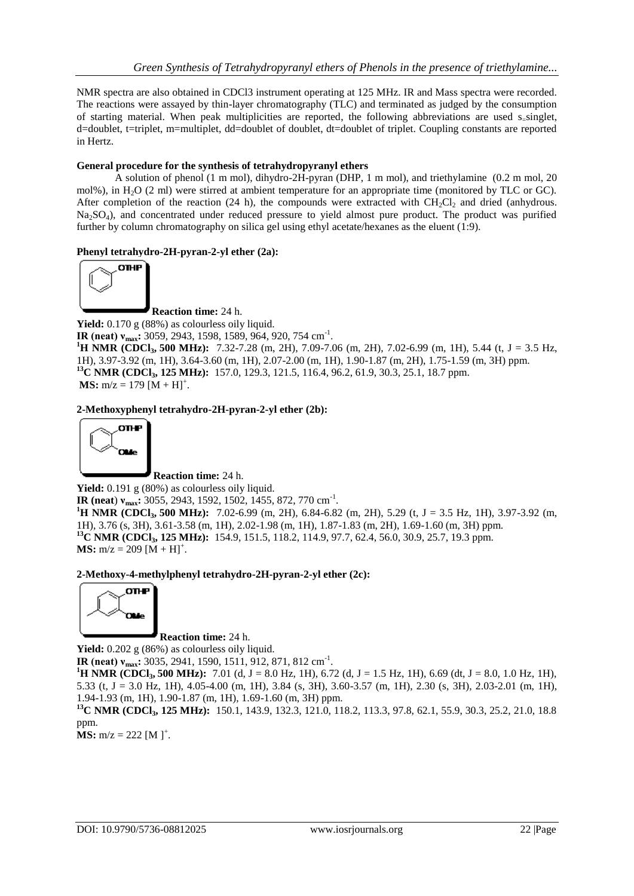NMR spectra are also obtained in CDCl3 instrument operating at 125 MHz. IR and Mass spectra were recorded. The reactions were assayed by thin-layer chromatography (TLC) and terminated as judged by the consumption of starting material. When peak multiplicities are reported, the following abbreviations are used s=singlet, d=doublet, t=triplet, m=multiplet, dd=doublet of doublet, dt=doublet of triplet. Coupling constants are reported in Hertz.

**General procedure for the synthesis of tetrahydropyranyl ethers**

A solution of phenol (1 m mol), dihydro-2H-pyran (DHP, 1 m mol), and triethylamine (0.2 m mol, 20 mol%), in $H_2O$ (2 ml) were stirred at ambient temperature for an appropriate time (monitored by TLC or GC). After completion of the reaction (24 h), the compounds were extracted with $CH_2Cl_2$ and dried (anhydrous. $Na_2SO_4$), and concentrated under reduced pressure to yield almost pure product. The product was purified further by column chromatography on silica gel using ethyl acetate/hexanes as the eluent (1:9).

**Phenyl tetrahydro-2H-pyran-2-yl ether (2a):**

**Reaction time:** 24 h.

**Yield:** 0.170 g (88%) as colourless oily liquid.

**IR (neat) $\nu_{max}$:** 3059, 2943, 1598, 1589, 964, 920, 754 $cm^{-1}$.

**$^1$H NMR ($CDCl_3$, 500 MHz):** 7.32-7.28 (m, 2H), 7.09-7.06 (m, 2H), 7.02-6.99 (m, 1H), 5.44 (t, J = 3.5 Hz, 1H), 3.97-3.92 (m, 1H), 3.64-3.60 (m, 1H), 2.07-2.00 (m, 1H), 1.90-1.87 (m, 2H), 1.75-1.59 (m, 3H) ppm.

**$^{13}$C NMR ($CDCl_3$, 125 MHz):** 157.0, 129.3, 121.5, 116.4, 96.2, 61.9, 30.3, 25.1, 18.7 ppm.

**MS:** m/z = 179 $[M + H]^+$.

**2-Methoxyphenyl tetrahydro-2H-pyran-2-yl ether (2b):**

**Reaction time:** 24 h.

**Yield:** 0.191 g (80%) as colourless oily liquid.

**IR (neat) $\nu_{max}$:** 3055, 2943, 1592, 1502, 1455, 872, 770 $cm^{-1}$.

**$^1$H NMR ($CDCl_3$, 500 MHz):** 7.02-6.99 (m, 2H), 6.84-6.82 (m, 2H), 5.29 (t, J = 3.5 Hz, 1H), 3.97-3.92 (m, 1H), 3.76 (s, 3H), 3.61-3.58 (m, 1H), 2.02-1.98 (m, 1H), 1.87-1.83 (m, 2H), 1.69-1.60 (m, 3H) ppm.

**$^{13}$C NMR ($CDCl_3$, 125 MHz):** 154.9, 151.5, 118.2, 114.9, 97.7, 62.4, 56.0, 30.9, 25.7, 19.3 ppm.

**MS:** m/z = 209 $[M + H]^+$.

**2-Methoxy-4-methylphenyl tetrahydro-2H-pyran-2-yl ether (2c):**

**Reaction time:** 24 h.

**Yield:** 0.202 g (86%) as colourless oily liquid.

**IR (neat) $\nu_{max}$:** 3035, 2941, 1590, 1511, 912, 871, 812 $cm^{-1}$.

**$^1$H NMR ($CDCl_3$, 500 MHz):** 7.01 (d, J = 8.0 Hz, 1H), 6.72 (d, J = 1.5 Hz, 1H), 6.69 (dt, J = 8.0, 1.0 Hz, 1H), 5.33 (t, J = 3.0 Hz, 1H), 4.05-4.00 (m, 1H), 3.84 (s, 3H), 3.60-3.57 (m, 1H), 2.30 (s, 3H), 2.03-2.01 (m, 1H), 1.94-1.93 (m, 1H), 1.90-1.87 (m, 1H), 1.69-1.60 (m, 3H) ppm.

**$^{13}$C NMR ($CDCl_3$, 125 MHz):** 150.1, 143.9, 132.3, 121.0, 118.2, 113.3, 97.8, 62.1, 55.9, 30.3, 25.2, 21.0, 18.8 ppm.

**MS:** m/z = 222 $[M]^+$.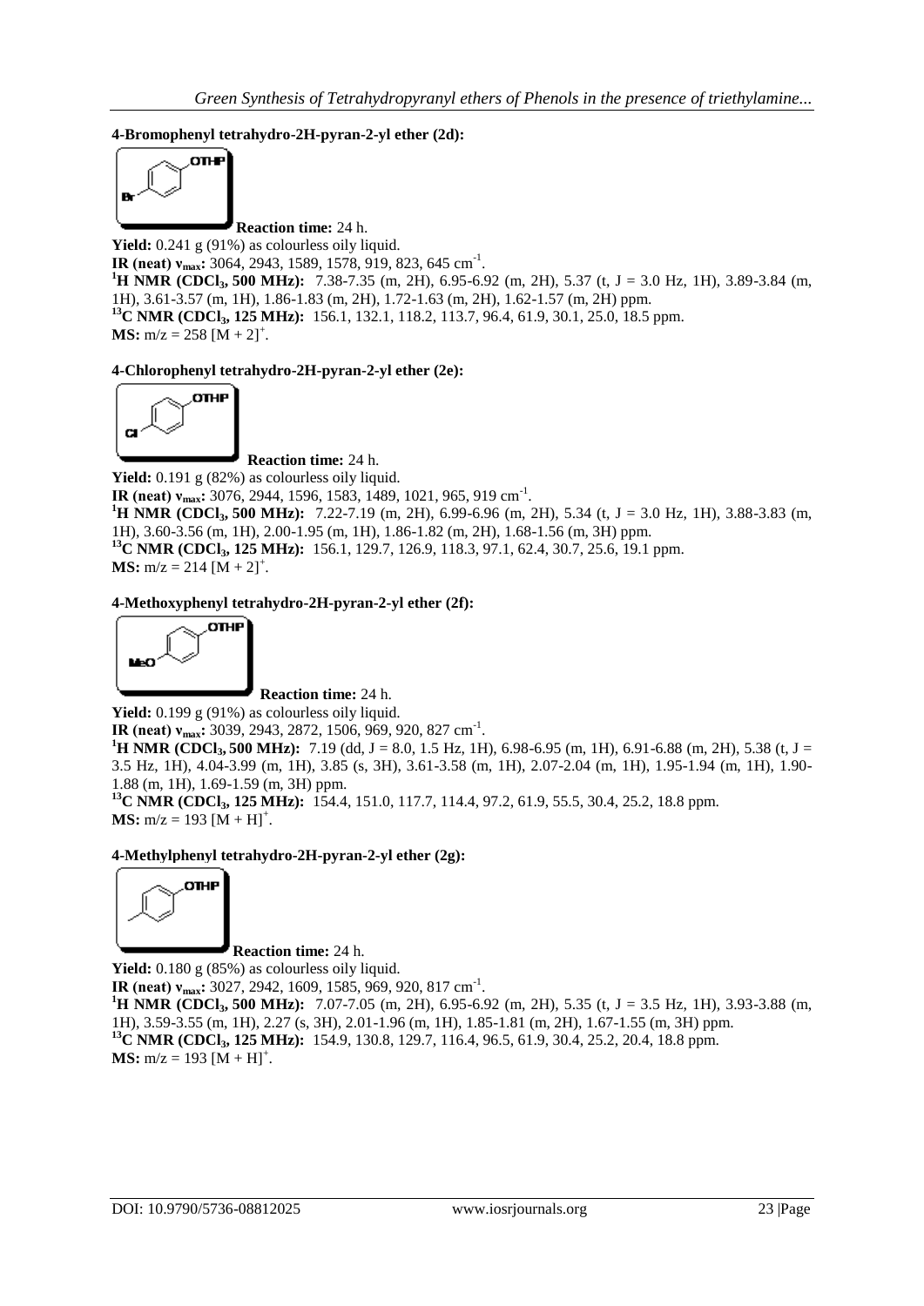**4-Bromophenyl tetrahydro-2H-pyran-2-yl ether (2d):**

**Reaction time:** 24 h.

**Yield:** 0.241 g (91%) as colourless oily liquid.

**IR (neat) $\nu_{max}$:** 3064, 2943, 1589, 1578, 919, 823, 645 $cm^{-1}$.

**$^1$H NMR ($CDCl_3$, 500 MHz):** 7.38-7.35 (m, 2H), 6.95-6.92 (m, 2H), 5.37 (t, J = 3.0 Hz, 1H), 3.89-3.84 (m, 1H), 3.61-3.57 (m, 1H), 1.86-1.83 (m, 2H), 1.72-1.63 (m, 2H), 1.62-1.57 (m, 2H) ppm.

**$^{13}$C NMR ($CDCl_3$, 125 MHz):** 156.1, 132.1, 118.2, 113.7, 96.4, 61.9, 30.1, 25.0, 18.5 ppm.

**MS:** m/z = 258 $[M + 2]^+$.

**4-Chlorophenyl tetrahydro-2H-pyran-2-yl ether (2e):**

**Reaction time:** 24 h.

**Yield:** 0.191 g (82%) as colourless oily liquid.

**IR (neat) $\nu_{max}$:** 3076, 2944, 1596, 1583, 1489, 1021, 965, 919 $cm^{-1}$.

**$^1$H NMR ($CDCl_3$, 500 MHz):** 7.22-7.19 (m, 2H), 6.99-6.96 (m, 2H), 5.34 (t, J = 3.0 Hz, 1H), 3.88-3.83 (m, 1H), 3.60-3.56 (m, 1H), 2.00-1.95 (m, 1H), 1.86-1.82 (m, 2H), 1.68-1.56 (m, 3H) ppm.

**$^{13}$C NMR ($CDCl_3$, 125 MHz):** 156.1, 129.7, 126.9, 118.3, 97.1, 62.4, 30.7, 25.6, 19.1 ppm.

**MS:** m/z = 214 $[M + 2]^+$.

**4-Methoxyphenyl tetrahydro-2H-pyran-2-yl ether (2f):**

**Reaction time:** 24 h.

**Yield:** 0.199 g (91%) as colourless oily liquid.

**IR (neat) $\nu_{max}$:** 3039, 2943, 2872, 1506, 969, 920, 827 $cm^{-1}$.

**$^1$H NMR ($CDCl_3$, 500 MHz):** 7.19 (dd, J = 8.0, 1.5 Hz, 1H), 6.98-6.95 (m, 1H), 6.91-6.88 (m, 2H), 5.38 (t, J = 3.5 Hz, 1H), 4.04-3.99 (m, 1H), 3.85 (s, 3H), 3.61-3.58 (m, 1H), 2.07-2.04 (m, 1H), 1.95-1.94 (m, 1H), 1.90-1.88 (m, 1H), 1.69-1.59 (m, 3H) ppm.

**$^{13}$C NMR ($CDCl_3$, 125 MHz):** 154.4, 151.0, 117.7, 114.4, 97.2, 61.9, 55.5, 30.4, 25.2, 18.8 ppm.

**MS:** m/z = 193 $[M + H]^+$.

**4-Methylphenyl tetrahydro-2H-pyran-2-yl ether (2g):**

**Reaction time:** 24 h.

**Yield:** 0.180 g (85%) as colourless oily liquid.

**IR (neat) $\nu_{max}$:** 3027, 2942, 1609, 1585, 969, 920, 817 $cm^{-1}$.

**$^1$H NMR ($CDCl_3$, 500 MHz):** 7.07-7.05 (m, 2H), 6.95-6.92 (m, 2H), 5.35 (t, J = 3.5 Hz, 1H), 3.93-3.88 (m, 1H), 3.59-3.55 (m, 1H), 2.27 (s, 3H), 2.01-1.96 (m, 1H), 1.85-1.81 (m, 2H), 1.67-1.55 (m, 3H) ppm.

**$^{13}$C NMR ($CDCl_3$, 125 MHz):** 154.9, 130.8, 129.7, 116.4, 96.5, 61.9, 30.4, 25.2, 20.4, 18.8 ppm.

**MS:** m/z = 193 $[M + H]^+$.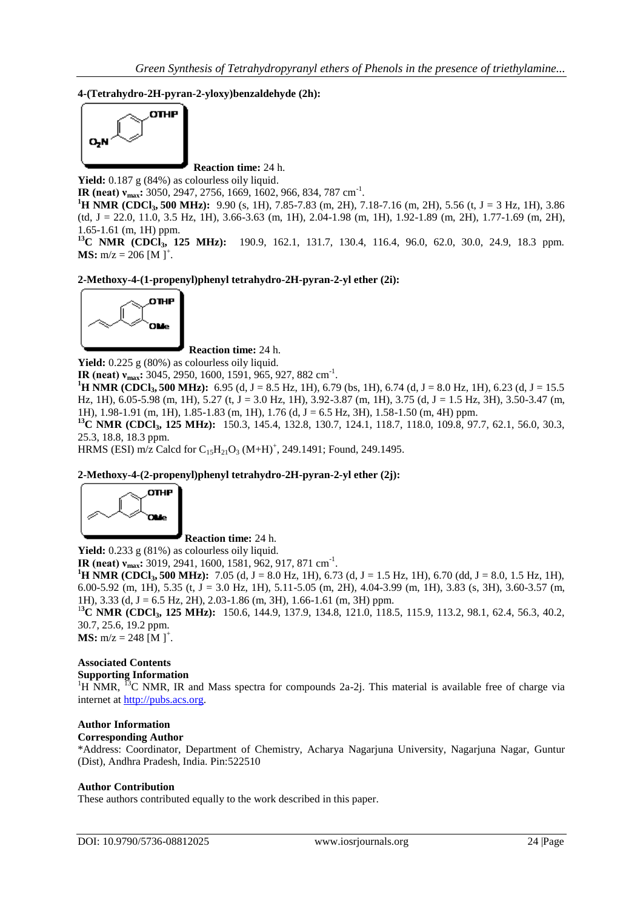**4-(Tetrahydro-2H-pyran-2-yloxy)benzaldehyde (2h):**

**Reaction time:** 24 h.

**Yield:** 0.187 g (84%) as colourless oily liquid.

**IR (neat) $\nu_{max}$:** 3050, 2947, 2756, 1669, 1602, 966, 834, 787 $cm^{-1}$.

**$^1$H NMR ($CDCl_3$, 500 MHz):** 9.90 (s, 1H), 7.85-7.83 (m, 2H), 7.18-7.16 (m, 2H), 5.56 (t, J = 3 Hz, 1H), 3.86 (td, J = 22.0, 11.0, 3.5 Hz, 1H), 3.66-3.63 (m, 1H), 2.04-1.98 (m, 1H), 1.92-1.89 (m, 2H), 1.77-1.69 (m, 2H), 1.65-1.61 (m, 1H) ppm.

**$^{13}$C NMR ($CDCl_3$, 125 MHz):** 190.9, 162.1, 131.7, 130.4, 116.4, 96.0, 62.0, 30.0, 24.9, 18.3 ppm.

**MS:** m/z = 206 $[M]^+$.

**2-Methoxy-4-(1-propenyl)phenyl tetrahydro-2H-pyran-2-yl ether (2i):**

**Reaction time:** 24 h.

**Yield:** 0.225 g (80%) as colourless oily liquid.

**IR (neat) $\nu_{max}$:** 3045, 2950, 1600, 1591, 965, 927, 882 $cm^{-1}$.

**$^1$H NMR ($CDCl_3$, 500 MHz):** 6.95 (d, J = 8.5 Hz, 1H), 6.79 (bs, 1H), 6.74 (d, J = 8.0 Hz, 1H), 6.23 (d, J = 15.5 Hz, 1H), 6.05-5.98 (m, 1H), 5.27 (t, J = 3.0 Hz, 1H), 3.92-3.87 (m, 1H), 3.75 (d, J = 1.5 Hz, 3H), 3.50-3.47 (m, 1H), 1.98-1.91 (m, 1H), 1.85-1.83 (m, 1H), 1.76 (d, J = 6.5 Hz, 3H), 1.58-1.50 (m, 4H) ppm.

**$^{13}$C NMR ($CDCl_3$, 125 MHz):** 150.3, 145.4, 132.8, 130.7, 124.1, 118.7, 118.0, 109.8, 97.7, 62.1, 56.0, 30.3, 25.3, 18.8, 18.3 ppm.

HRMS (ESI) m/z Calcd for $C_{15}H_{21}O_3$ $(M+H)^+$, 249.1491; Found, 249.1495.

**2-Methoxy-4-(2-propenyl)phenyl tetrahydro-2H-pyran-2-yl ether (2j):**

**Reaction time:** 24 h.

**Yield:** 0.233 g (81%) as colourless oily liquid.

**IR (neat) $\nu_{max}$:** 3019, 2941, 1600, 1581, 962, 917, 871 $cm^{-1}$.

**$^1$H NMR ($CDCl_3$, 500 MHz):** 7.05 (d, J = 8.0 Hz, 1H), 6.73 (d, J = 1.5 Hz, 1H), 6.70 (dd, J = 8.0, 1.5 Hz, 1H), 6.00-5.92 (m, 1H), 5.35 (t, J = 3.0 Hz, 1H), 5.11-5.05 (m, 2H), 4.04-3.99 (m, 1H), 3.83 (s, 3H), 3.60-3.57 (m, 1H), 3.33 (d, J = 6.5 Hz, 2H), 2.03-1.86 (m, 3H), 1.66-1.61 (m, 3H) ppm.

**$^{13}$C NMR ($CDCl_3$, 125 MHz):** 150.6, 144.9, 137.9, 134.8, 121.0, 118.5, 115.9, 113.2, 98.1, 62.4, 56.3, 40.2, 30.7, 25.6, 19.2 ppm.

**MS:** m/z = 248 $[M]^+$.

**Associated Contents**

**Supporting Information**

$^1$H NMR, $^{13}$C NMR, IR and Mass spectra for compounds 2a-2j. This material is available free of charge via internet at http://pubs.acs.org.

**Author Information**

**Corresponding Author**

*Address: Coordinator, Department of Chemistry, Acharya Nagarjuna University, Nagarjuna Nagar, Guntur (Dist), Andhra Pradesh, India. Pin:522510

**Author Contribution**

These authors contributed equally to the work described in this paper.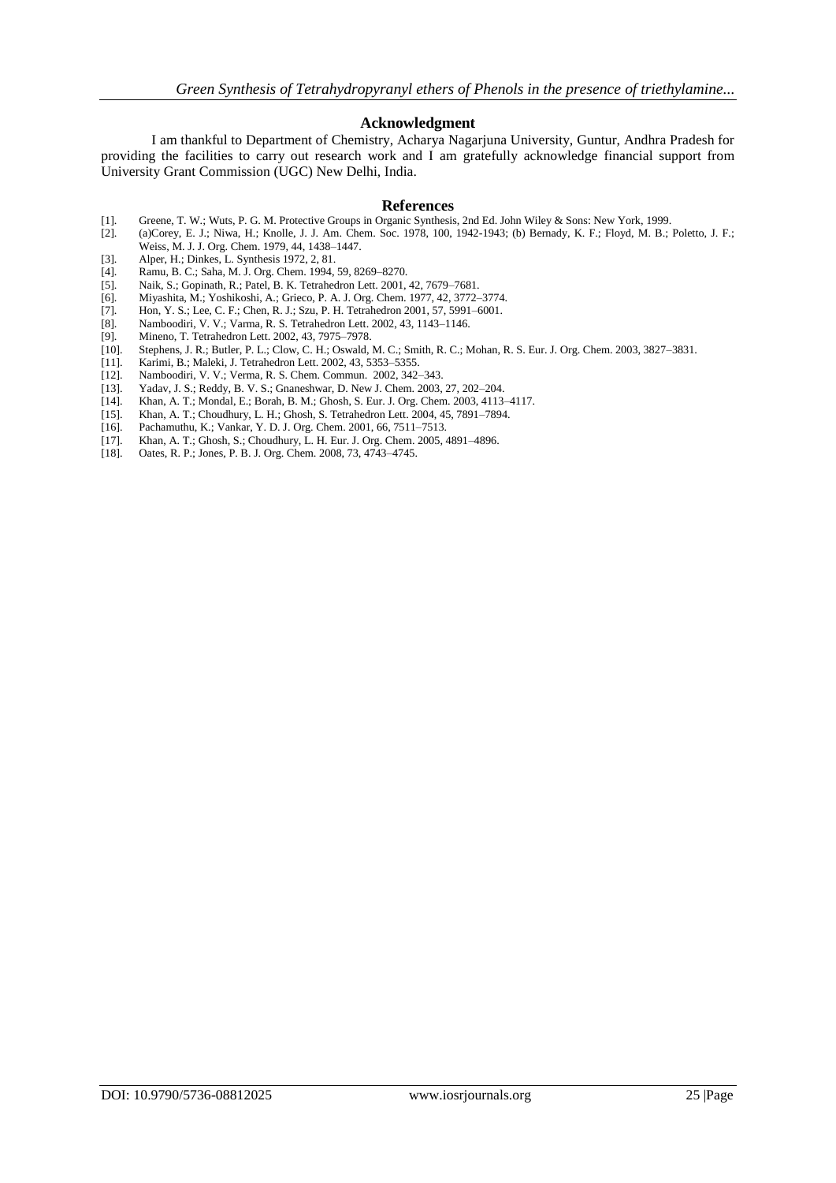## Acknowledgment

I am thankful to Department of Chemistry, Acharya Nagarjuna University, Guntur, Andhra Pradesh for providing the facilities to carry out research work and I am gratefully acknowledge financial support from University Grant Commission (UGC) New Delhi, India.

## References

[1]. Greene, T. W.; Wuts, P. G. M. Protective Groups in Organic Synthesis, 2nd Ed. John Wiley & Sons: New York, 1999.

[2]. (a)Corey, E. J.; Niwa, H.; Knolle, J. J. Am. Chem. Soc. 1978, 100, 1942-1943; (b) Bernady, K. F.; Floyd, M. B.; Poletto, J. F.; Weiss, M. J. J. Org. Chem. 1979, 44, 1438–1447.

[3]. Alper, H.; Dinkes, L. Synthesis 1972, 2, 81.

[4]. Ramu, B. C.; Saha, M. J. Org. Chem. 1994, 59, 8269–8270.

[5]. Naik, S.; Gopinath, R.; Patel, B. K. Tetrahedron Lett. 2001, 42, 7679–7681.

[6]. Miyashita, M.; Yoshikoshi, A.; Grieco, P. A. J. Org. Chem. 1977, 42, 3772–3774.

[7]. Hon, Y. S.; Lee, C. F.; Chen, R. J.; Szu, P. H. Tetrahedron 2001, 57, 5991–6001.

[8]. Namboodiri, V. V.; Varma, R. S. Tetrahedron Lett. 2002, 43, 1143–1146.

[9]. Mineno, T. Tetrahedron Lett. 2002, 43, 7975–7978.

[10]. Stephens, J. R.; Butler, P. L.; Clow, C. H.; Oswald, M. C.; Smith, R. C.; Mohan, R. S. Eur. J. Org. Chem. 2003, 3827–3831.

[11]. Karimi, B.; Maleki, J. Tetrahedron Lett. 2002, 43, 5353–5355.

[12]. Namboodiri, V. V.; Verma, R. S. Chem. Commun. 2002, 342–343.

[13]. Yadav, J. S.; Reddy, B. V. S.; Gnaneshwar, D. New J. Chem. 2003, 27, 202–204.

[14]. Khan, A. T.; Mondal, E.; Borah, B. M.; Ghosh, S. Eur. J. Org. Chem. 2003, 4113–4117.

[15]. Khan, A. T.; Choudhury, L. H.; Ghosh, S. Tetrahedron Lett. 2004, 45, 7891–7894.

[16]. Pachamuthu, K.; Vankar, Y. D. J. Org. Chem. 2001, 66, 7511–7513.

[17]. Khan, A. T.; Ghosh, S.; Choudhury, L. H. Eur. J. Org. Chem. 2005, 4891–4896.

[18]. Oates, R. P.; Jones, P. B. J. Org. Chem. 2008, 73, 4743–4745.